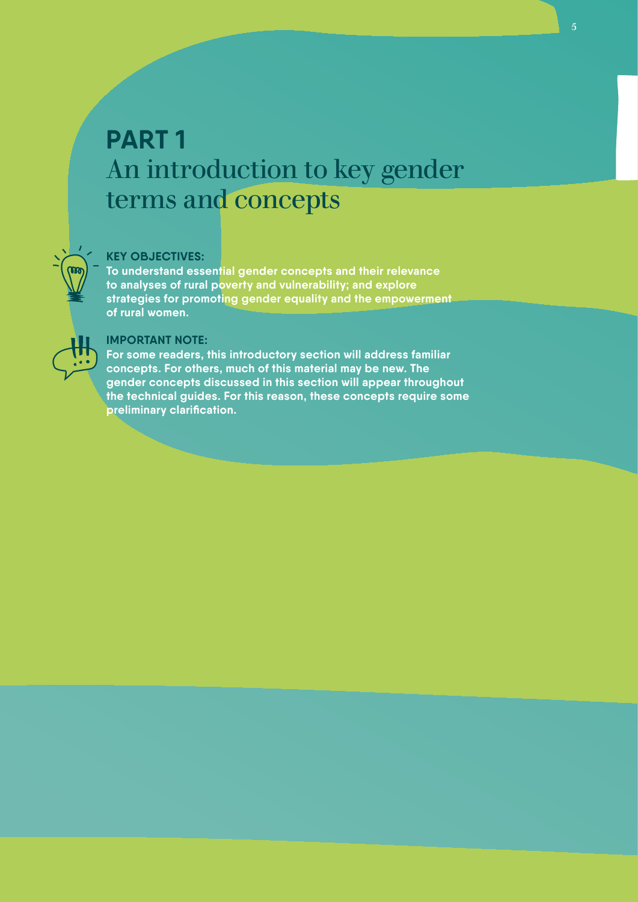# PART 1
## An introduction to key gender terms and concepts

**KEY OBJECTIVES:**

**To understand essential gender concepts and their relevance to analyses of rural poverty and vulnerability; and explore strategies for promoting gender equality and the empowerment of rural women.**

**IMPORTANT NOTE:**

**For some readers, this introductory section will address familiar concepts. For others, much of this material may be new. The gender concepts discussed in this section will appear throughout the technical guides. For this reason, these concepts require some preliminary clarification.**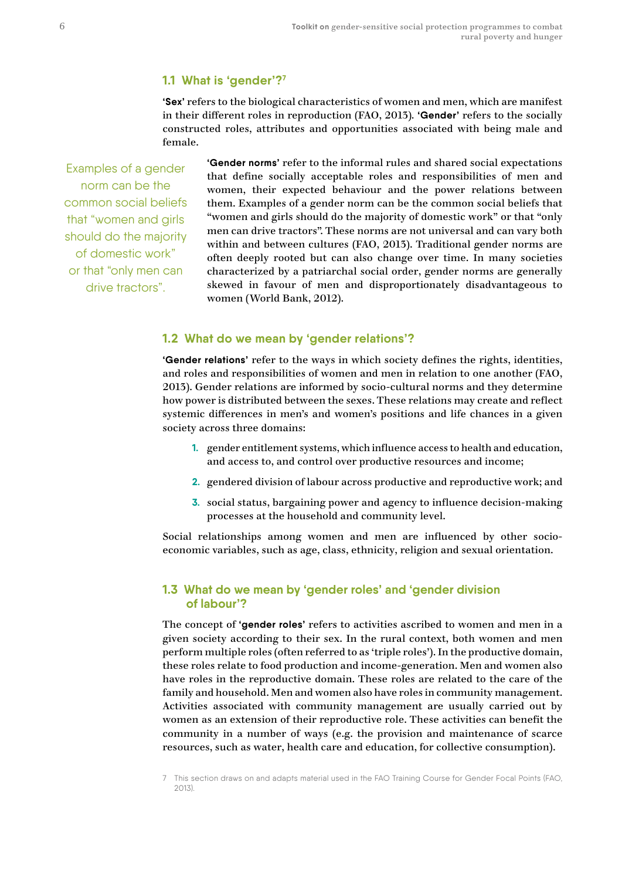## 1.1 What is 'gender'?[7]

**'Sex'** refers to the biological characteristics of women and men, which are manifest in their different roles in reproduction (FAO, 2013). **'Gender'** refers to the socially constructed roles, attributes and opportunities associated with being male and female.

Examples of a gender norm can be the common social beliefs that "women and girls should do the majority of domestic work" or that "only men can drive tractors".

**'Gender norms'** refer to the informal rules and shared social expectations that define socially acceptable roles and responsibilities of men and women, their expected behaviour and the power relations between them. Examples of a gender norm can be the common social beliefs that "women and girls should do the majority of domestic work" or that "only men can drive tractors". These norms are not universal and can vary both within and between cultures (FAO, 2013). Traditional gender norms are often deeply rooted but can also change over time. In many societies characterized by a patriarchal social order, gender norms are generally skewed in favour of men and disproportionately disadvantageous to women (World Bank, 2012).

## 1.2 What do we mean by 'gender relations'?

**'Gender relations'** refer to the ways in which society defines the rights, identities, and roles and responsibilities of women and men in relation to one another (FAO, 2013). Gender relations are informed by socio-cultural norms and they determine how power is distributed between the sexes. These relations may create and reflect systemic differences in men's and women's positions and life chances in a given society across three domains:

1. gender entitlement systems, which influence access to health and education, and access to, and control over productive resources and income;
2. gendered division of labour across productive and reproductive work; and
3. social status, bargaining power and agency to influence decision-making processes at the household and community level.

Social relationships among women and men are influenced by other socio-economic variables, such as age, class, ethnicity, religion and sexual orientation.

## 1.3 What do we mean by 'gender roles' and 'gender division of labour'?

The concept of **'gender roles'** refers to activities ascribed to women and men in a given society according to their sex. In the rural context, both women and men perform multiple roles (often referred to as 'triple roles'). In the productive domain, these roles relate to food production and income-generation. Men and women also have roles in the reproductive domain. These roles are related to the care of the family and household. Men and women also have roles in community management. Activities associated with community management are usually carried out by women as an extension of their reproductive role. These activities can benefit the community in a number of ways (e.g. the provision and maintenance of scarce resources, such as water, health care and education, for collective consumption).

7 This section draws on and adapts material used in the FAO Training Course for Gender Focal Points (FAO, 2013).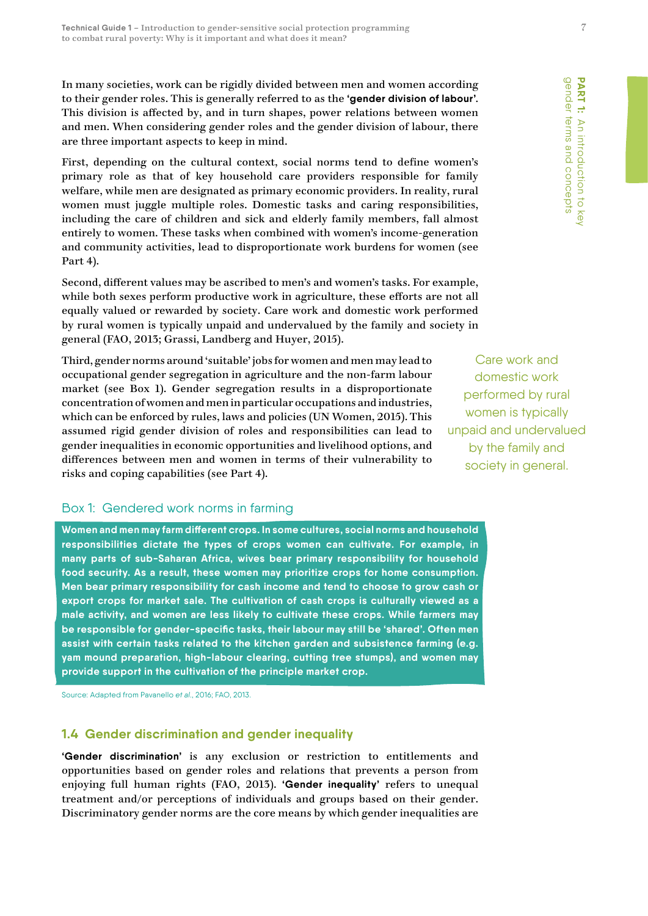In many societies, work can be rigidly divided between men and women according to their gender roles. This is generally referred to as the **'gender division of labour'**. This division is affected by, and in turn shapes, power relations between women and men. When considering gender roles and the gender division of labour, there are three important aspects to keep in mind.

First, depending on the cultural context, social norms tend to define women's primary role as that of key household care providers responsible for family welfare, while men are designated as primary economic providers. In reality, rural women must juggle multiple roles. Domestic tasks and caring responsibilities, including the care of children and sick and elderly family members, fall almost entirely to women. These tasks when combined with women's income-generation and community activities, lead to disproportionate work burdens for women (see Part 4).

Second, different values may be ascribed to men's and women's tasks. For example, while both sexes perform productive work in agriculture, these efforts are not all equally valued or rewarded by society. Care work and domestic work performed by rural women is typically unpaid and undervalued by the family and society in general (FAO, 2013; Grassi, Landberg and Huyer, 2015).

Third, gender norms around 'suitable' jobs for women and men may lead to occupational gender segregation in agriculture and the non-farm labour market (see Box 1). Gender segregation results in a disproportionate concentration of women and men in particular occupations and industries, which can be enforced by rules, laws and policies (UN Women, 2015). This assumed rigid gender division of roles and responsibilities can lead to gender inequalities in economic opportunities and livelihood options, and differences between men and women in terms of their vulnerability to risks and coping capabilities (see Part 4).

> Care work and domestic work performed by rural women is typically unpaid and undervalued by the family and society in general.

### Box 1: Gendered work norms in farming

**Women and men may farm different crops. In some cultures, social norms and household responsibilities dictate the types of crops women can cultivate. For example, in many parts of sub-Saharan Africa, wives bear primary responsibility for household food security. As a result, these women may prioritize crops for home consumption. Men bear primary responsibility for cash income and tend to choose to grow cash or export crops for market sale. The cultivation of cash crops is culturally viewed as a male activity, and women are less likely to cultivate these crops. While farmers may be responsible for gender-specific tasks, their labour may still be 'shared'. Often men assist with certain tasks related to the kitchen garden and subsistence farming (e.g. yam mound preparation, high-labour clearing, cutting tree stumps), and women may provide support in the cultivation of the principle market crop.**

Source: Adapted from Pavanello *et al.*, 2016; FAO, 2013.

## 1.4 Gender discrimination and gender inequality

**'Gender discrimination'** is any exclusion or restriction to entitlements and opportunities based on gender roles and relations that prevents a person from enjoying full human rights (FAO, 2013). **'Gender inequality'** refers to unequal treatment and/or perceptions of individuals and groups based on their gender. Discriminatory gender norms are the core means by which gender inequalities are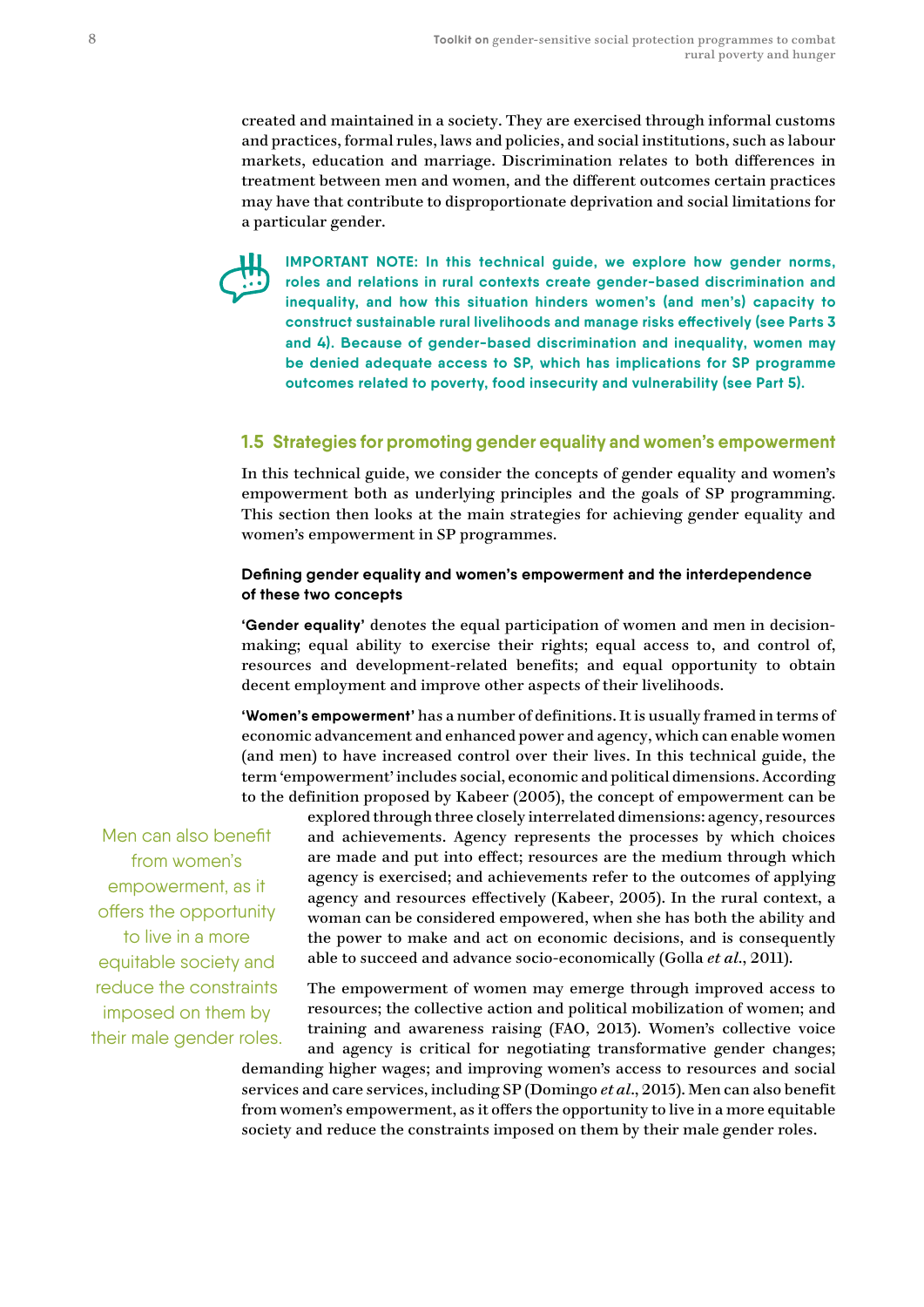created and maintained in a society. They are exercised through informal customs and practices, formal rules, laws and policies, and social institutions, such as labour markets, education and marriage. Discrimination relates to both differences in treatment between men and women, and the different outcomes certain practices may have that contribute to disproportionate deprivation and social limitations for a particular gender.

**IMPORTANT NOTE: In this technical guide, we explore how gender norms, roles and relations in rural contexts create gender-based discrimination and inequality, and how this situation hinders women's (and men's) capacity to construct sustainable rural livelihoods and manage risks effectively (see Parts 3 and 4). Because of gender-based discrimination and inequality, women may be denied adequate access to SP, which has implications for SP programme outcomes related to poverty, food insecurity and vulnerability (see Part 5).**

## 1.5 Strategies for promoting gender equality and women's empowerment

In this technical guide, we consider the concepts of gender equality and women's empowerment both as underlying principles and the goals of SP programming. This section then looks at the main strategies for achieving gender equality and women's empowerment in SP programmes.

### Defining gender equality and women's empowerment and the interdependence of these two concepts

**'Gender equality'** denotes the equal participation of women and men in decision-making; equal ability to exercise their rights; equal access to, and control of, resources and development-related benefits; and equal opportunity to obtain decent employment and improve other aspects of their livelihoods.

**'Women's empowerment'** has a number of definitions. It is usually framed in terms of economic advancement and enhanced power and agency, which can enable women (and men) to have increased control over their lives. In this technical guide, the term 'empowerment' includes social, economic and political dimensions. According to the definition proposed by Kabeer (2005), the concept of empowerment can be explored through three closely interrelated dimensions: agency, resources and achievements. Agency represents the processes by which choices are made and put into effect; resources are the medium through which agency is exercised; and achievements refer to the outcomes of applying agency and resources effectively (Kabeer, 2005). In the rural context, a woman can be considered empowered, when she has both the ability and the power to make and act on economic decisions, and is consequently able to succeed and advance socio-economically (Golla *et al.*, 2011).

The empowerment of women may emerge through improved access to resources; the collective action and political mobilization of women; and training and awareness raising (FAO, 2013). Women's collective voice and agency is critical for negotiating transformative gender changes; demanding higher wages; and improving women's access to resources and social services and care services, including SP (Domingo *et al.*, 2015). Men can also benefit from women's empowerment, as it offers the opportunity to live in a more equitable society and reduce the constraints imposed on them by their male gender roles.

> Men can also benefit from women's empowerment, as it offers the opportunity to live in a more equitable society and reduce the constraints imposed on them by their male gender roles.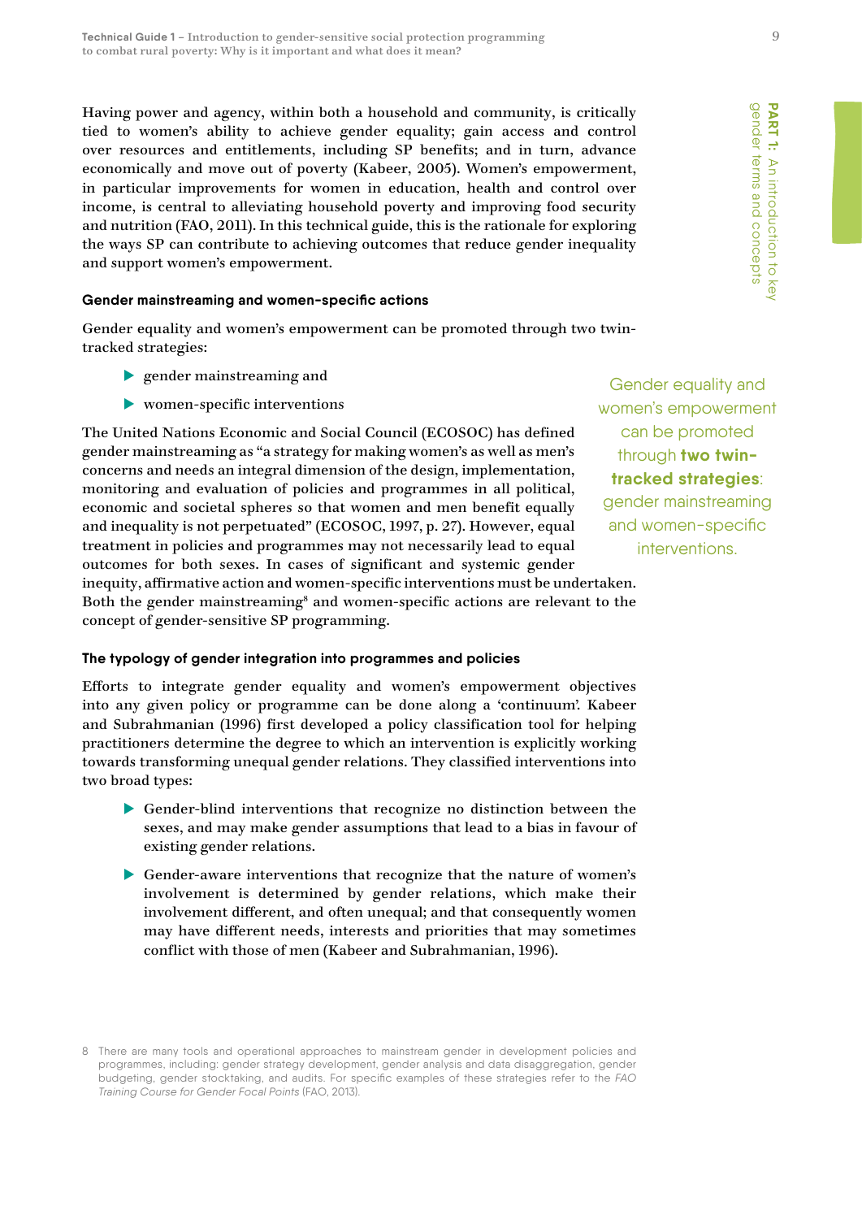Having power and agency, within both a household and community, is critically tied to women's ability to achieve gender equality; gain access and control over resources and entitlements, including SP benefits; and in turn, advance economically and move out of poverty (Kabeer, 2005). Women's empowerment, in particular improvements for women in education, health and control over income, is central to alleviating household poverty and improving food security and nutrition (FAO, 2011). In this technical guide, this is the rationale for exploring the ways SP can contribute to achieving outcomes that reduce gender inequality and support women's empowerment.

### Gender mainstreaming and women-specific actions

Gender equality and women's empowerment can be promoted through two twin-tracked strategies:

- gender mainstreaming and
- women-specific interventions

> Gender equality and women's empowerment can be promoted through **two twin-tracked strategies**: gender mainstreaming and women-specific interventions.

The United Nations Economic and Social Council (ECOSOC) has defined gender mainstreaming as "a strategy for making women's as well as men's concerns and needs an integral dimension of the design, implementation, monitoring and evaluation of policies and programmes in all political, economic and societal spheres so that women and men benefit equally and inequality is not perpetuated" (ECOSOC, 1997, p. 27). However, equal treatment in policies and programmes may not necessarily lead to equal outcomes for both sexes. In cases of significant and systemic gender inequity, affirmative action and women-specific interventions must be undertaken. Both the gender mainstreaming[8] and women-specific actions are relevant to the concept of gender-sensitive SP programming.

### The typology of gender integration into programmes and policies

Efforts to integrate gender equality and women's empowerment objectives into any given policy or programme can be done along a 'continuum'. Kabeer and Subrahmanian (1996) first developed a policy classification tool for helping practitioners determine the degree to which an intervention is explicitly working towards transforming unequal gender relations. They classified interventions into two broad types:

- Gender-blind interventions that recognize no distinction between the sexes, and may make gender assumptions that lead to a bias in favour of existing gender relations.
- Gender-aware interventions that recognize that the nature of women's involvement is determined by gender relations, which make their involvement different, and often unequal; and that consequently women may have different needs, interests and priorities that may sometimes conflict with those of men (Kabeer and Subrahmanian, 1996).

---

8 There are many tools and operational approaches to mainstream gender in development policies and programmes, including: gender strategy development, gender analysis and data disaggregation, gender budgeting, gender stocktaking, and audits. For specific examples of these strategies refer to the *FAO Training Course for Gender Focal Points* (FAO, 2013).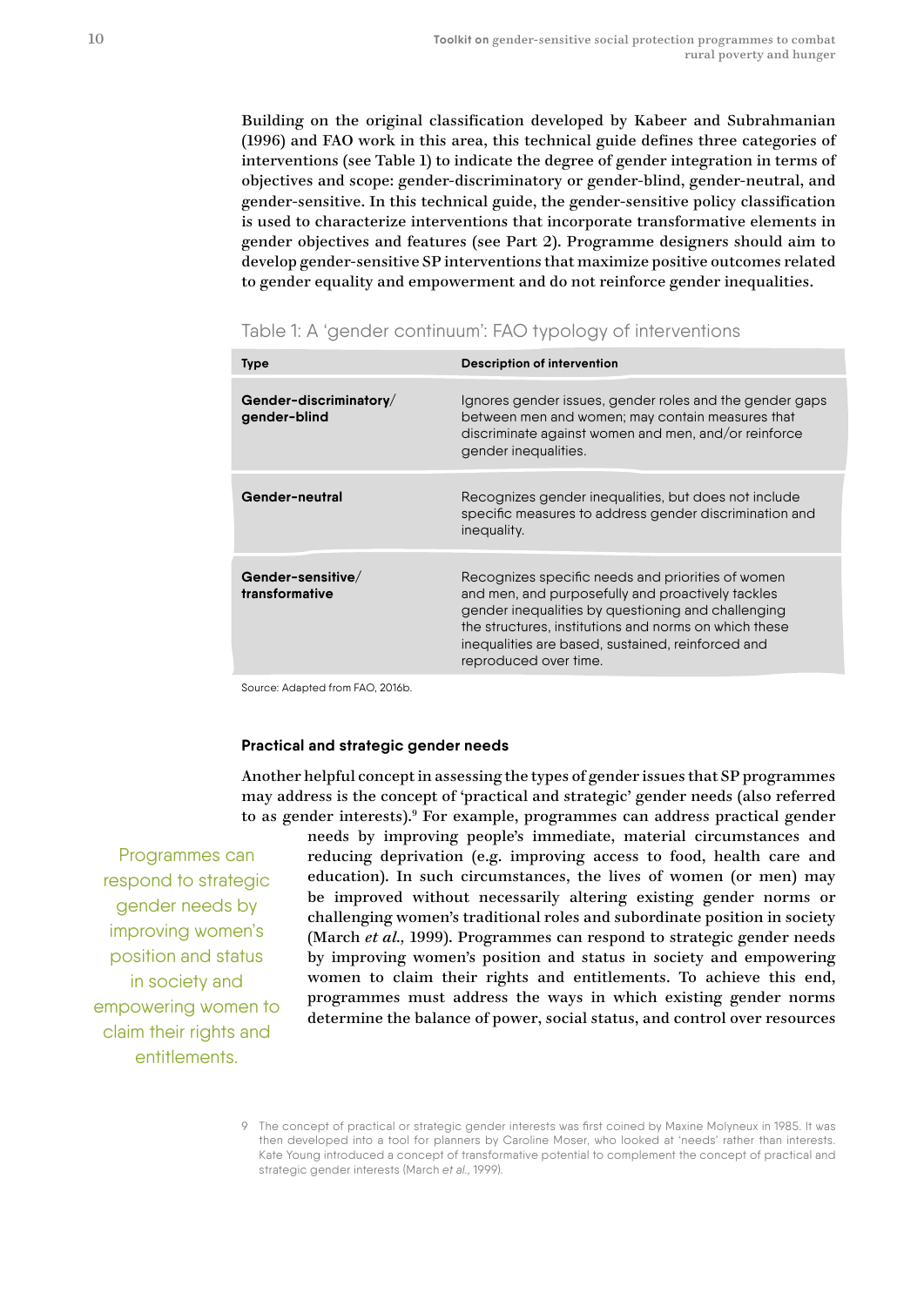Building on the original classification developed by Kabeer and Subrahmanian (1996) and FAO work in this area, this technical guide defines three categories of interventions (see Table 1) to indicate the degree of gender integration in terms of objectives and scope: gender-discriminatory or gender-blind, gender-neutral, and gender-sensitive. In this technical guide, the gender-sensitive policy classification is used to characterize interventions that incorporate transformative elements in gender objectives and features (see Part 2). Programme designers should aim to develop gender-sensitive SP interventions that maximize positive outcomes related to gender equality and empowerment and do not reinforce gender inequalities.

Table 1: A 'gender continuum': FAO typology of interventions

| Type | Description of intervention |
| --- | --- |
| **Gender-discriminatory/ gender-blind** | Ignores gender issues, gender roles and the gender gaps between men and women; may contain measures that discriminate against women and men, and/or reinforce gender inequalities. |
| **Gender-neutral** | Recognizes gender inequalities, but does not include specific measures to address gender discrimination and inequality. |
| **Gender-sensitive/ transformative** | Recognizes specific needs and priorities of women and men, and purposefully and proactively tackles gender inequalities by questioning and challenging the structures, institutions and norms on which these inequalities are based, sustained, reinforced and reproduced over time. |

Source: Adapted from FAO, 2016b.

### Practical and strategic gender needs

Another helpful concept in assessing the types of gender issues that SP programmes may address is the concept of 'practical and strategic' gender needs (also referred to as gender interests).[9] For example, programmes can address practical gender needs by improving people's immediate, material circumstances and reducing deprivation (e.g. improving access to food, health care and education). In such circumstances, the lives of women (or men) may be improved without necessarily altering existing gender norms or challenging women's traditional roles and subordinate position in society (March *et al.*, 1999). Programmes can respond to strategic gender needs by improving women's position and status in society and empowering women to claim their rights and entitlements. To achieve this end, programmes must address the ways in which existing gender norms determine the balance of power, social status, and control over resources

> Programmes can respond to strategic gender needs by improving women's position and status in society and empowering women to claim their rights and entitlements.

9 The concept of practical or strategic gender interests was first coined by Maxine Molyneux in 1985. It was then developed into a tool for planners by Caroline Moser, who looked at 'needs' rather than interests. Kate Young introduced a concept of transformative potential to complement the concept of practical and strategic gender interests (March *et al.*, 1999).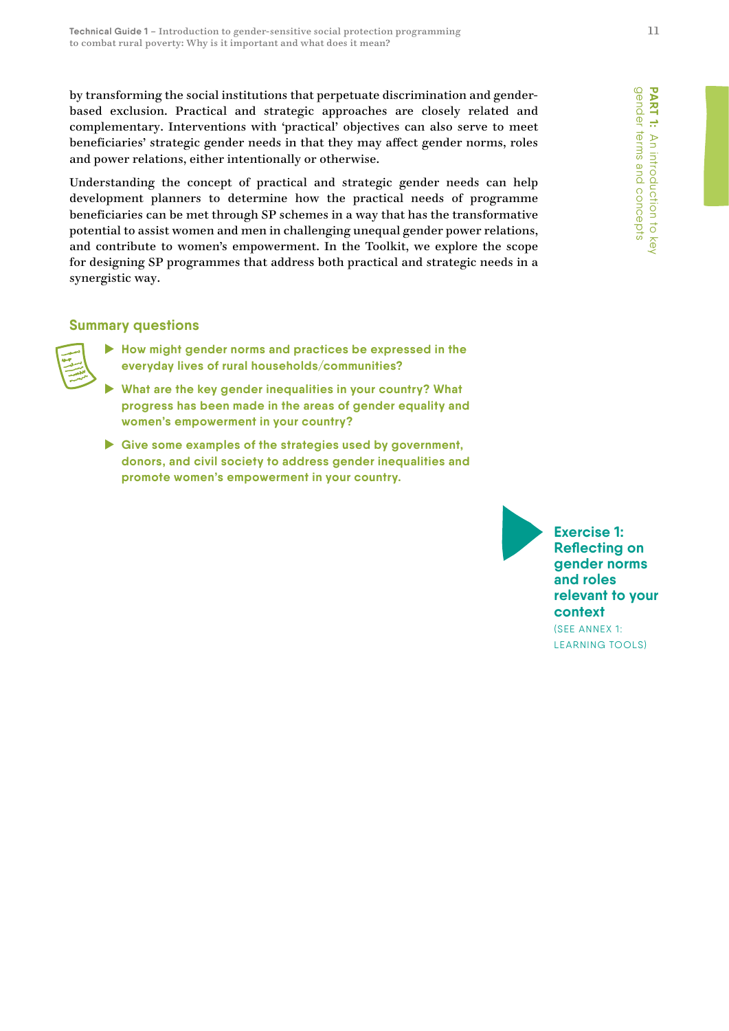by transforming the social institutions that perpetuate discrimination and gender-based exclusion. Practical and strategic approaches are closely related and complementary. Interventions with 'practical' objectives can also serve to meet beneficiaries' strategic gender needs in that they may affect gender norms, roles and power relations, either intentionally or otherwise.

Understanding the concept of practical and strategic gender needs can help development planners to determine how the practical needs of programme beneficiaries can be met through SP schemes in a way that has the transformative potential to assist women and men in challenging unequal gender power relations, and contribute to women's empowerment. In the Toolkit, we explore the scope for designing SP programmes that address both practical and strategic needs in a synergistic way.

## Summary questions

- **How might gender norms and practices be expressed in the everyday lives of rural households/communities?**
- **What are the key gender inequalities in your country? What progress has been made in the areas of gender equality and women's empowerment in your country?**
- **Give some examples of the strategies used by government, donors, and civil society to address gender inequalities and promote women's empowerment in your country.**

**Exercise 1: Reflecting on gender norms and roles relevant to your context**
(SEE ANNEX 1: LEARNING TOOLS)